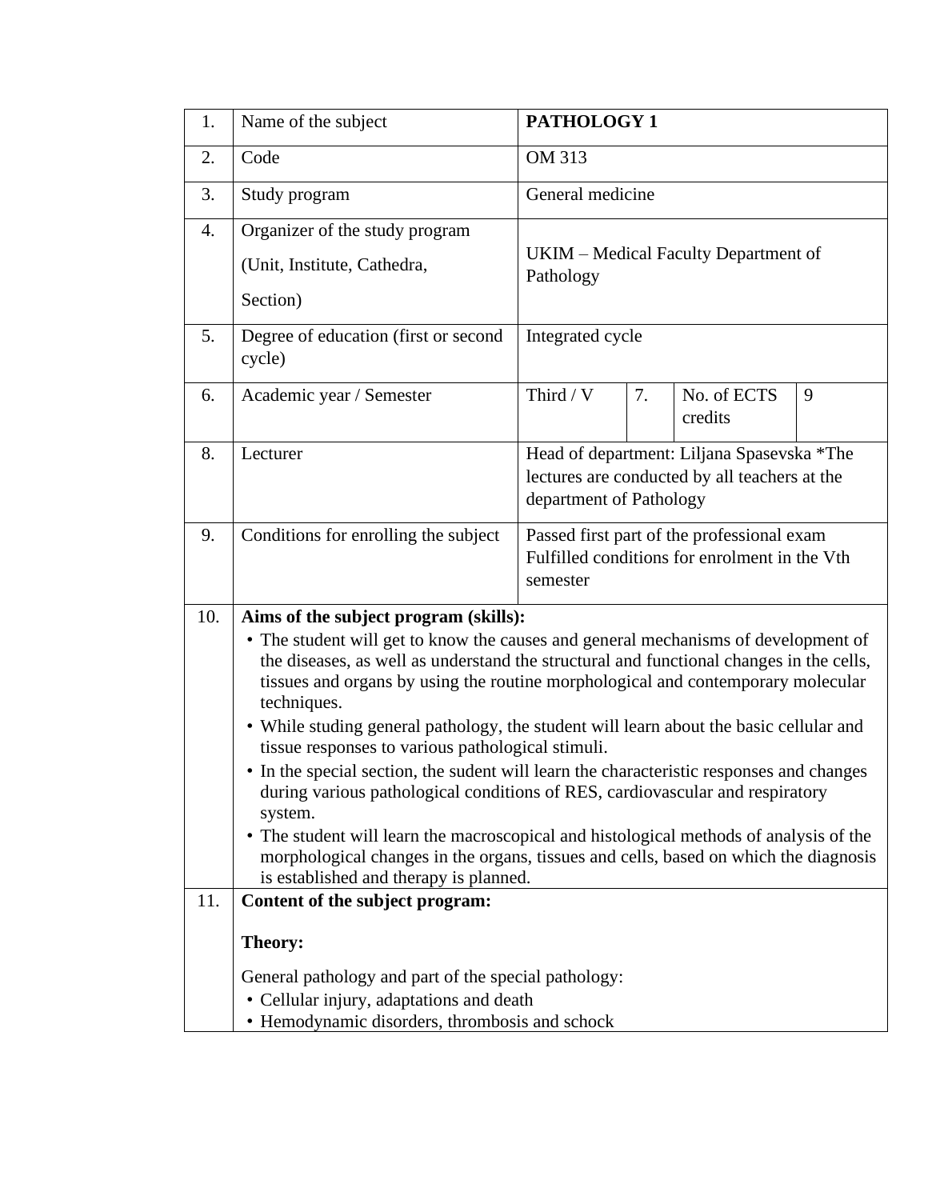| | | | | | |
|---|---|---|---|---|---|
| 1. | Name of the subject | **PATHOLOGY 1** | | | |
| 2. | Code | OM 313 | | | |
| 3. | Study program | General medicine | | | |
| 4. | Organizer of the study program (Unit, Institute, Cathedra, Section) | UKIM – Medical Faculty Department of Pathology | | | |
| 5. | Degree of education (first or second cycle) | Integrated cycle | | | |
| 6. | Academic year / Semester | Third / V | 7. | No. of ECTS credits | 9 |
| 8. | Lecturer | Head of department: Liljana Spasevska *The lectures are conducted by all teachers at the department of Pathology | | | |
| 9. | Conditions for enrolling the subject | Passed first part of the professional exam Fulfilled conditions for enrolment in the Vth semester | | | |
| 10. | **Aims of the subject program (skills):**<br>• The student will get to know the causes and general mechanisms of development of the diseases, as well as understand the structural and functional changes in the cells, tissues and organs by using the routine morphological and contemporary molecular techniques.<br>• While studing general pathology, the student will learn about the basic cellular and tissue responses to various pathological stimuli.<br>• In the special section, the sudent will learn the characteristic responses and changes during various pathological conditions of RES, cardiovascular and respiratory system.<br>• The student will learn the macroscopical and histological methods of analysis of the morphological changes in the organs, tissues and cells, based on which the diagnosis is established and therapy is planned. | | | | |
| 11. | **Content of the subject program:**<br><br>**Theory:**<br><br>General pathology and part of the special pathology:<br>• Cellular injury, adaptations and death<br>• Hemodynamic disorders, thrombosis and schock | | | | |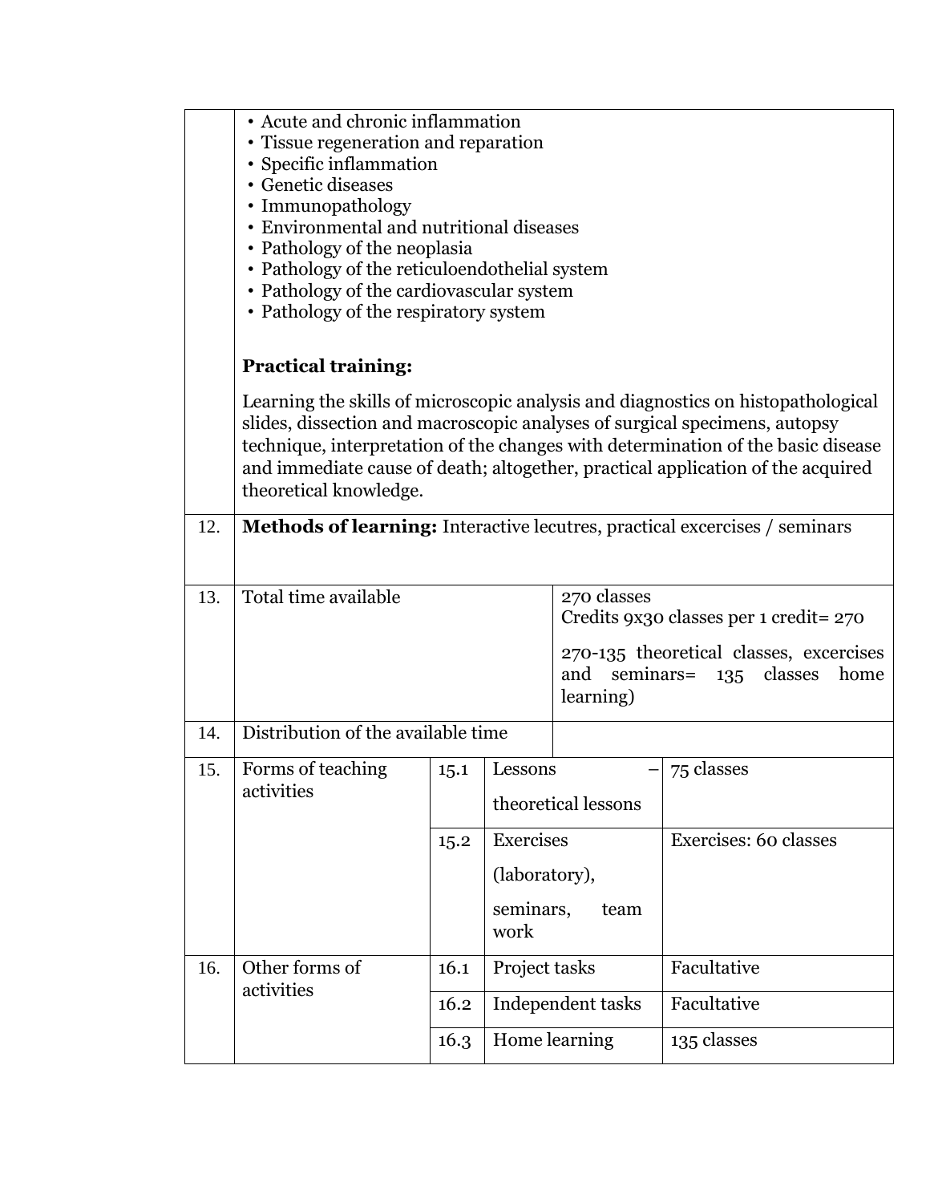| | |
|---|---|
| | • Acute and chronic inflammation<br>• Tissue regeneration and reparation<br>• Specific inflammation<br>• Genetic diseases<br>• Immunopathology<br>• Environmental and nutritional diseases<br>• Pathology of the neoplasia<br>• Pathology of the reticuloendothelial system<br>• Pathology of the cardiovascular system<br>• Pathology of the respiratory system<br><br>**Practical training:**<br><br>Learning the skills of microscopic analysis and diagnostics on histopathological slides, dissection and macroscopic analyses of surgical specimens, autopsy technique, interpretation of the changes with determination of the basic disease and immediate cause of death; altogether, practical application of the acquired theoretical knowledge. |
| 12. | **Methods of learning:** Interactive lecutres, practical excercises / seminars |

| | | | | |
|---|---|---|---|---|
| 13. | Total time available | | | 270 classes<br>Credits 9x30 classes per 1 credit= 270<br><br>270-135 theoretical classes, excercises and seminars= 135 classes home learning) |
| 14. | Distribution of the available time | | | |
| 15. | Forms of teaching activities | 15.1 | Lessons – theoretical lessons | 75 classes |
| | | 15.2 | Exercises (laboratory), seminars, team work | Exercises: 60 classes |
| 16. | Other forms of activities | 16.1 | Project tasks | Facultative |
| | | 16.2 | Independent tasks | Facultative |
| | | 16.3 | Home learning | 135 classes |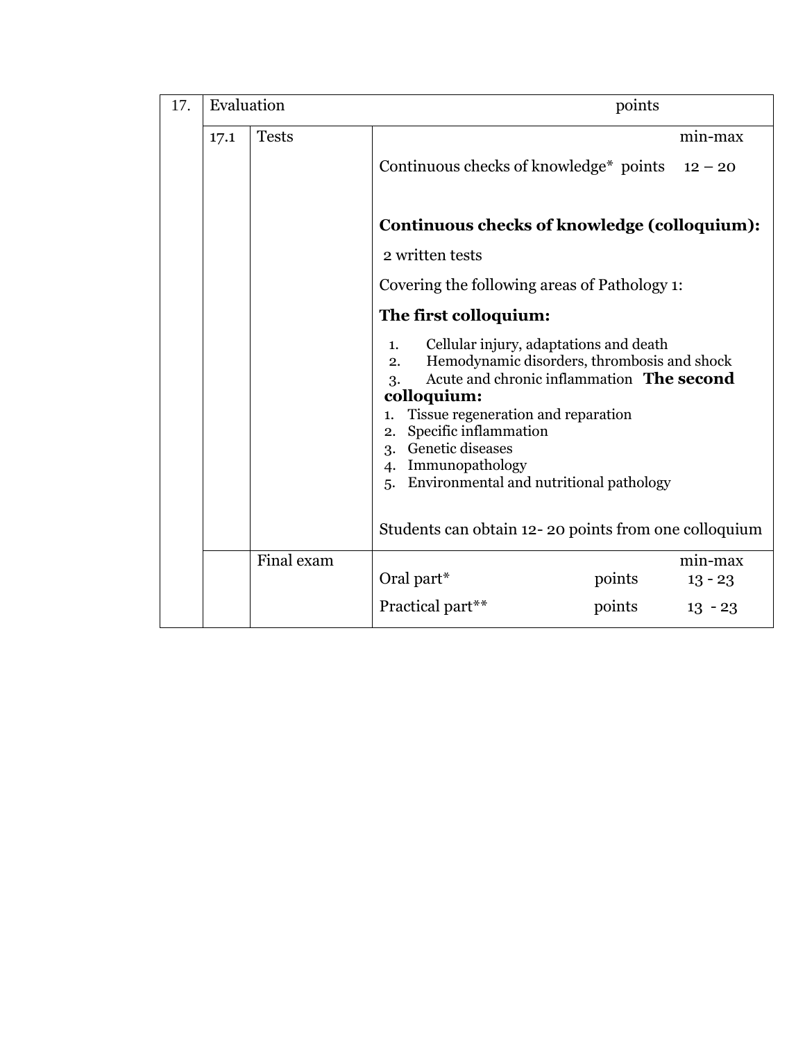| 17. | Evaluation | | points |
|---|---|---|---|
| | 17.1 | Tests | min-max<br><br>Continuous checks of knowledge* points 12 – 20<br><br>**Continuous checks of knowledge (colloquium):**<br><br>2 written tests<br><br>Covering the following areas of Pathology 1:<br><br>**The first colloquium:**<br><br>1. Cellular injury, adaptations and death<br>2. Hemodynamic disorders, thrombosis and shock<br>3. Acute and chronic inflammation<br><br>**The second colloquium:**<br><br>1. Tissue regeneration and reparation<br>2. Specific inflammation<br>3. Genetic diseases<br>4. Immunopathology<br>5. Environmental and nutritional pathology<br><br>Students can obtain 12- 20 points from one colloquium |
| | | Final exam | min-max<br>Oral part* points 13 - 23<br>Practical part** points 13 - 23 |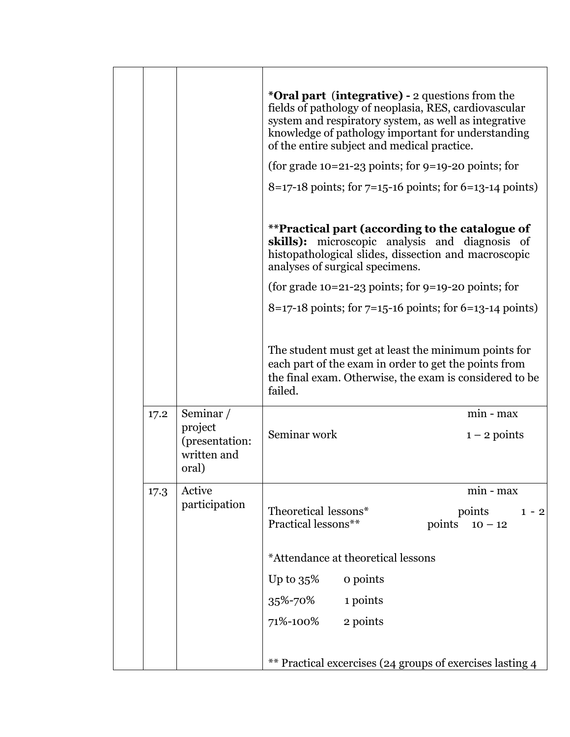| | | | |
|---|---|---|---|
| | | | ***Oral part** (**integrative) -** 2 questions from the fields of pathology of neoplasia, RES, cardiovascular system and respiratory system, as well as integrative knowledge of pathology important for understanding of the entire subject and medical practice.<br><br>(for grade 10=21-23 points; for 9=19-20 points; for<br><br>8=17-18 points; for 7=15-16 points; for 6=13-14 points)<br><br>****Practical part (according to the catalogue of skills):** microscopic analysis and diagnosis of histopathological slides, dissection and macroscopic analyses of surgical specimens.<br><br>(for grade 10=21-23 points; for 9=19-20 points; for<br><br>8=17-18 points; for 7=15-16 points; for 6=13-14 points)<br><br>The student must get at least the minimum points for each part of the exam in order to get the points from the final exam. Otherwise, the exam is considered to be failed. |
| | 17.2 | Seminar / project (presentation: written and oral) | min - max<br><br>Seminar work 1 – 2 points |
| | 17.3 | Active participation | min - max<br><br>Theoretical lessons* points 1 - 2<br>Practical lessons** points 10 – 12<br><br>*Attendance at theoretical lessons<br><br>Up to 35% 0 points<br><br>35%-70% 1 points<br><br>71%-100% 2 points<br><br>** Practical excercises (24 groups of exercises lasting 4 |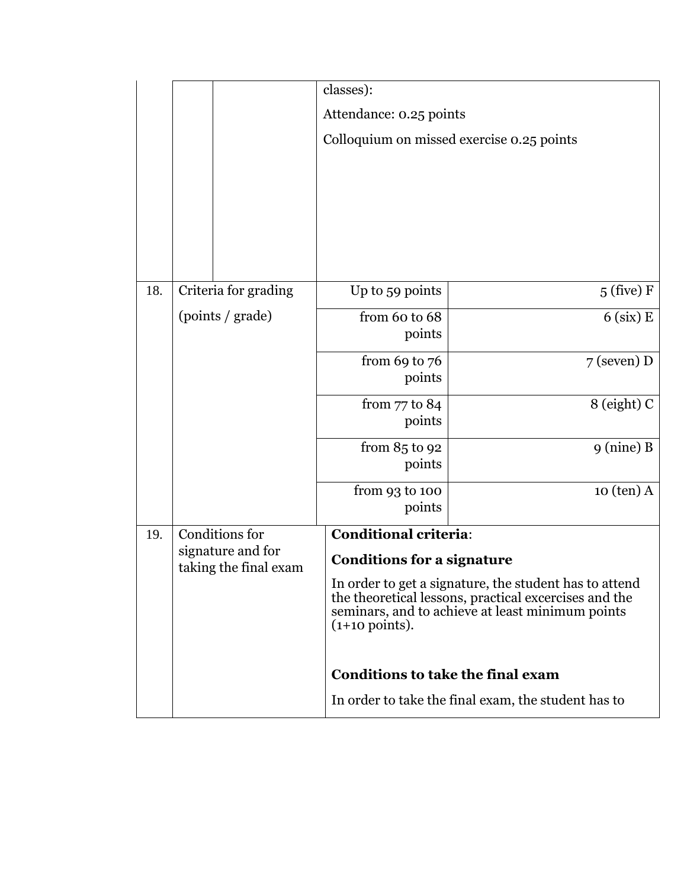| | | | |
|---|---|---|---|
| | | | classes):<br>Attendance: 0.25 points<br>Colloquium on missed exercise 0.25 points |
| 18. | Criteria for grading (points / grade) | Up to 59 points | 5 (five) F |
| | | from 60 to 68 points | 6 (six) E |
| | | from 69 to 76 points | 7 (seven) D |
| | | from 77 to 84 points | 8 (eight) C |
| | | from 85 to 92 points | 9 (nine) B |
| | | from 93 to 100 points | 10 (ten) A |
| 19. | Conditions for signature and for taking the final exam | **Conditional criteria**:<br>**Conditions for a signature**<br>In order to get a signature, the student has to attend the theoretical lessons, practical excercises and the seminars, and to achieve at least minimum points (1+10 points).<br>**Conditions to take the final exam**<br>In order to take the final exam, the student has to | |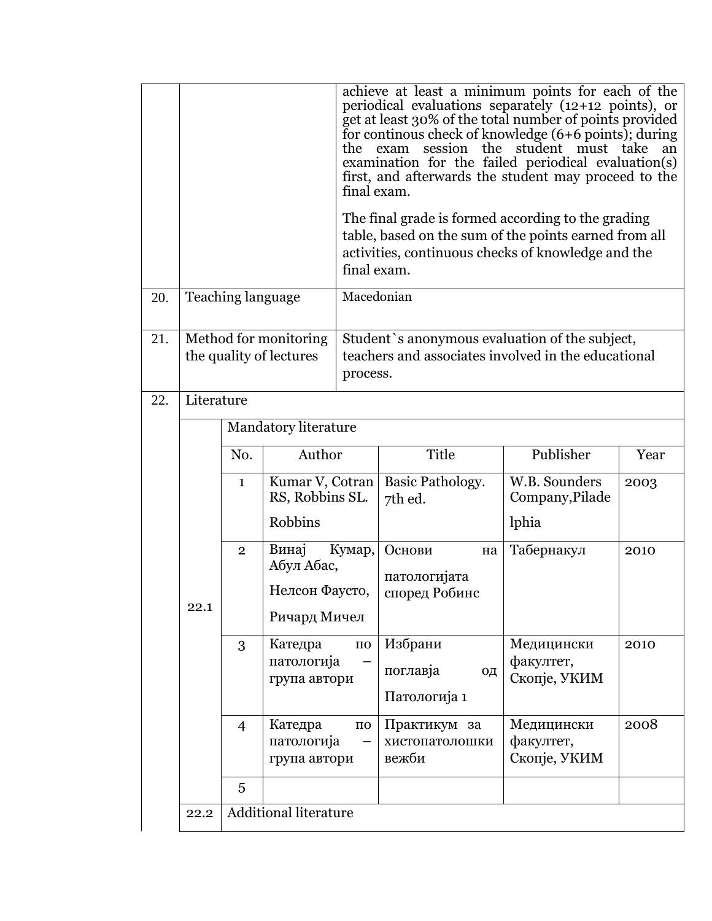| | | |
|---|---|---|
| | | achieve at least a minimum points for each of the periodical evaluations separately (12+12 points), or get at least 30% of the total number of points provided for continous check of knowledge (6+6 points); during the exam session the student must take an examination for the failed periodical evaluation(s) first, and afterwards the student may proceed to the final exam.<br><br>The final grade is formed according to the grading table, based on the sum of the points earned from all activities, continuous checks of knowledge and the final exam. |
| 20. | Teaching language | Macedonian |
| 21. | Method for monitoring the quality of lectures | Student`s anonymous evaluation of the subject, teachers and associates involved in the educational process. |
| 22. | Literature | |

**22.1 Mandatory literature**

| No. | Author | Title | Publisher | Year |
|---|---|---|---|---|
| 1 | Kumar V, Cotran RS, Robbins SL. Robbins | Basic Pathology. 7th ed. | W.B. Sounders Company,Piladelphia | 2003 |
| 2 | Винај Кумар, Абул Абас, Нелсон Фаусто, Ричард Мичел | Основи на патологијата според Робинс | Табернакул | 2010 |
| 3 | Катедра по патологија – група автори | Избрани поглавја од Патологија 1 | Медицински факултет, Скопје, УКИМ | 2010 |
| 4 | Катедра по патологија – група автори | Практикум за хистопатолошки вежби | Медицински факултет, Скопје, УКИМ | 2008 |
| 5 | | | | |

**22.2 Additional literature**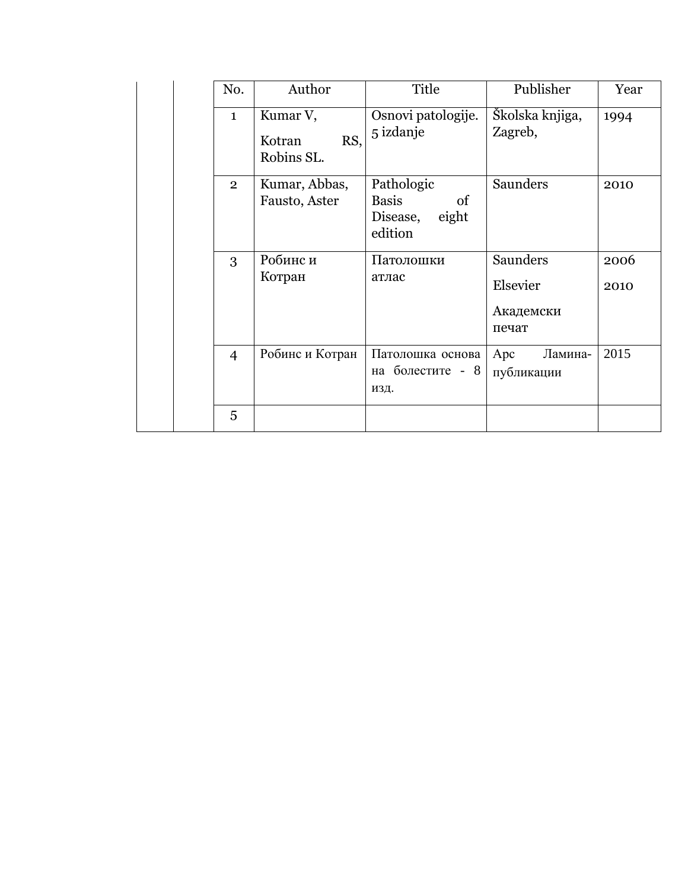| No. | Author | Title | Publisher | Year |
|---|---|---|---|---|
| 1 | Kumar V, Kotran RS, Robins SL. | Osnovi patologije. 5 izdanje | Školska knjiga, Zagreb, | 1994 |
| 2 | Kumar, Abbas, Fausto, Aster | Pathologic Basis of Disease, eight edition | Saunders | 2010 |
| 3 | Робинс и Котран | Патолошки атлас | Saunders Elsevier Академски печат | 2006 2010 |
| 4 | Робинс и Котран | Патолошка основа на болестите - 8 изд. | Арс Ламина-публикации | 2015 |
| 5 | | | | |